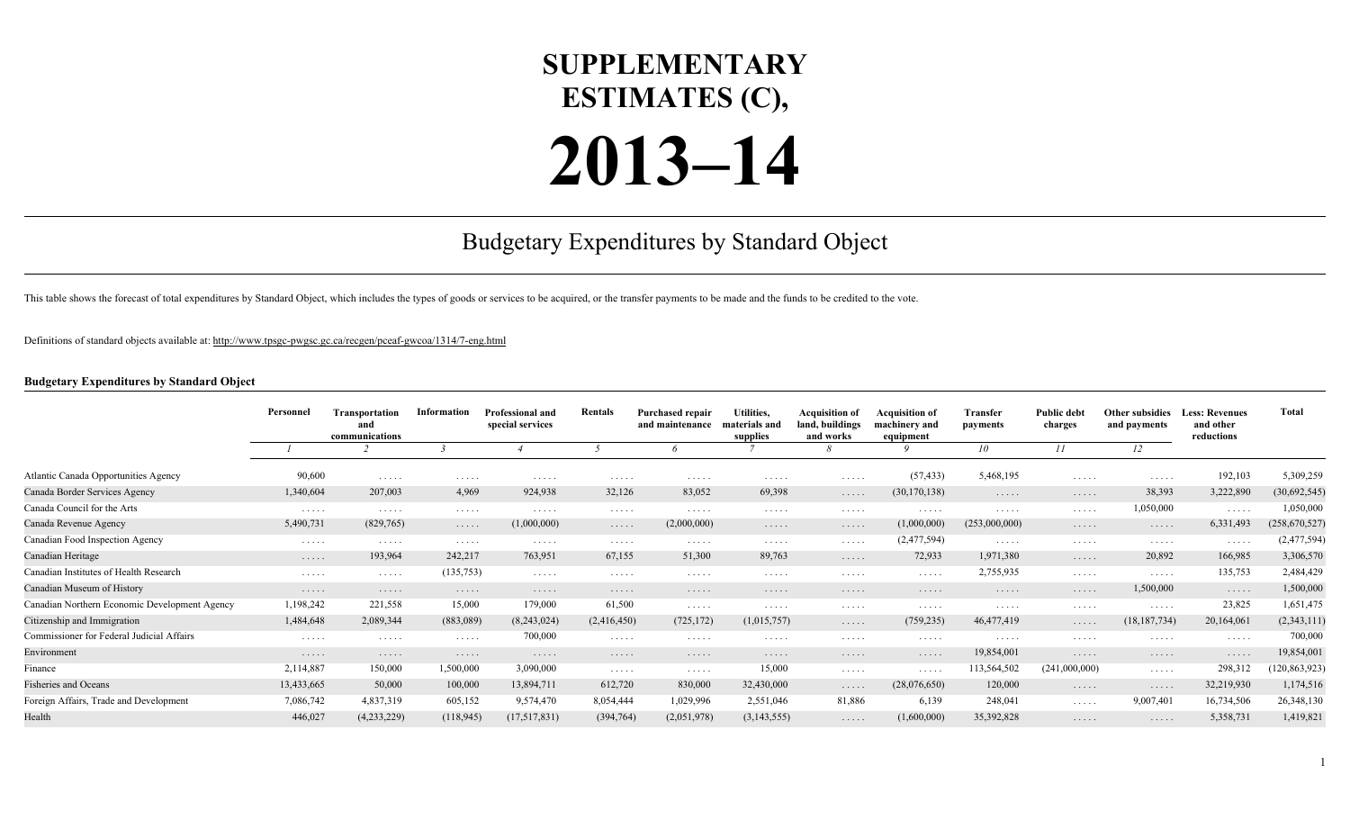# SUPPLEMENTARY ESTIMATES (C), 2013–14

## Budgetary Expenditures by Standard Object

This table shows the forecast of total expenditures by Standard Object, which includes the types of goods or services to be acquired, or the transfer payments to be made and the funds to be credited to the vote.

Definitions of standard objects available at: http://www.tpsgc-pwgsc.gc.ca/recgen/pceaf-gwcoa/1314/7-eng.html

**Budgetary Expenditures by Standard Object**

| | Personnel | Transportation and communications | Information | Professional and special services | Rentals | Purchased repair and maintenance | Utilities, materials and supplies | Acquisition of land, buildings and works | Acquisition of machinery and equipment | Transfer payments | Public debt charges | Other subsidies and payments | Less: Revenues and other reductions | Total |
|---|---|---|---|---|---|---|---|---|---|---|---|---|---|---|
| | *1* | *2* | *3* | *4* | *5* | *6* | *7* | *8* | *9* | *10* | *11* | *12* | | |
| Atlantic Canada Opportunities Agency | 90,600 | ..... | ..... | ..... | ..... | ..... | ..... | ..... | (57,433) | 5,468,195 | ..... | ..... | 192,103 | 5,309,259 |
| Canada Border Services Agency | 1,340,604 | 207,003 | 4,969 | 924,938 | 32,126 | 83,052 | 69,398 | ..... | (30,170,138) | ..... | ..... | 38,393 | 3,222,890 | (30,692,545) |
| Canada Council for the Arts | ..... | ..... | ..... | ..... | ..... | ..... | ..... | ..... | ..... | ..... | ..... | 1,050,000 | ..... | 1,050,000 |
| Canada Revenue Agency | 5,490,731 | (829,765) | ..... | (1,000,000) | ..... | (2,000,000) | ..... | ..... | (1,000,000) | (253,000,000) | ..... | ..... | 6,331,493 | (258,670,527) |
| Canadian Food Inspection Agency | ..... | ..... | ..... | ..... | ..... | ..... | ..... | ..... | (2,477,594) | ..... | ..... | ..... | ..... | (2,477,594) |
| Canadian Heritage | ..... | 193,964 | 242,217 | 763,951 | 67,155 | 51,300 | 89,763 | ..... | 72,933 | 1,971,380 | ..... | 20,892 | 166,985 | 3,306,570 |
| Canadian Institutes of Health Research | ..... | ..... | (135,753) | ..... | ..... | ..... | ..... | ..... | ..... | 2,755,935 | ..... | ..... | 135,753 | 2,484,429 |
| Canadian Museum of History | ..... | ..... | ..... | ..... | ..... | ..... | ..... | ..... | ..... | ..... | ..... | 1,500,000 | ..... | 1,500,000 |
| Canadian Northern Economic Development Agency | 1,198,242 | 221,558 | 15,000 | 179,000 | 61,500 | ..... | ..... | ..... | ..... | ..... | ..... | ..... | 23,825 | 1,651,475 |
| Citizenship and Immigration | 1,484,648 | 2,089,344 | (883,089) | (8,243,024) | (2,416,450) | (725,172) | (1,015,757) | ..... | (759,235) | 46,477,419 | ..... | (18,187,734) | 20,164,061 | (2,343,111) |
| Commissioner for Federal Judicial Affairs | ..... | ..... | ..... | 700,000 | ..... | ..... | ..... | ..... | ..... | ..... | ..... | ..... | ..... | 700,000 |
| Environment | ..... | ..... | ..... | ..... | ..... | ..... | ..... | ..... | ..... | 19,854,001 | ..... | ..... | ..... | 19,854,001 |
| Finance | 2,114,887 | 150,000 | 1,500,000 | 3,090,000 | ..... | ..... | 15,000 | ..... | ..... | 113,564,502 | (241,000,000) | ..... | 298,312 | (120,863,923) |
| Fisheries and Oceans | 13,433,665 | 50,000 | 100,000 | 13,894,711 | 612,720 | 830,000 | 32,430,000 | ..... | (28,076,650) | 120,000 | ..... | ..... | 32,219,930 | 1,174,516 |
| Foreign Affairs, Trade and Development | 7,086,742 | 4,837,319 | 605,152 | 9,574,470 | 8,054,444 | 1,029,996 | 2,551,046 | 81,886 | 6,139 | 248,041 | ..... | 9,007,401 | 16,734,506 | 26,348,130 |
| Health | 446,027 | (4,233,229) | (118,945) | (17,517,831) | (394,764) | (2,051,978) | (3,143,555) | ..... | (1,600,000) | 35,392,828 | ..... | ..... | 5,358,731 | 1,419,821 |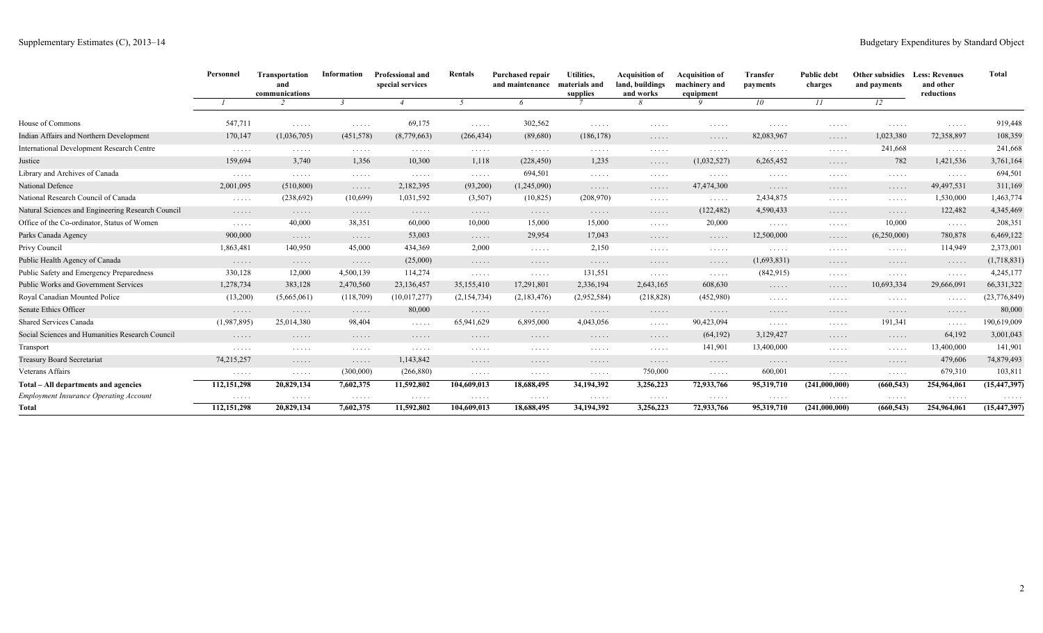| | Personnel | Transportation and communications | Information | Professional and special services | Rentals | Purchased repair and maintenance | Utilities, materials and supplies | Acquisition of land, buildings and works | Acquisition of machinery and equipment | Transfer payments | Public debt charges | Other subsidies and payments | Less: Revenues and other reductions | Total |
|---|---|---|---|---|---|---|---|---|---|---|---|---|---|---|
| | *1* | *2* | *3* | *4* | *5* | *6* | *7* | *8* | *9* | *10* | *11* | *12* | | |
| House of Commons | 547,711 | ..... | ..... | 69,175 | ..... | 302,562 | ..... | ..... | ..... | ..... | ..... | ..... | ..... | 919,448 |
| Indian Affairs and Northern Development | 170,147 | (1,036,705) | (451,578) | (8,779,663) | (266,434) | (89,680) | (186,178) | ..... | ..... | 82,083,967 | ..... | 1,023,380 | 72,358,897 | 108,359 |
| International Development Research Centre | ..... | ..... | ..... | ..... | ..... | ..... | ..... | ..... | ..... | ..... | ..... | 241,668 | ..... | 241,668 |
| Justice | 159,694 | 3,740 | 1,356 | 10,300 | 1,118 | (228,450) | 1,235 | ..... | (1,032,527) | 6,265,452 | ..... | 782 | 1,421,536 | 3,761,164 |
| Library and Archives of Canada | ..... | ..... | ..... | ..... | ..... | 694,501 | ..... | ..... | ..... | ..... | ..... | ..... | ..... | 694,501 |
| National Defence | 2,001,095 | (510,800) | ..... | 2,182,395 | (93,200) | (1,245,090) | ..... | ..... | 47,474,300 | ..... | ..... | ..... | 49,497,531 | 311,169 |
| National Research Council of Canada | ..... | (238,692) | (10,699) | 1,031,592 | (3,507) | (10,825) | (208,970) | ..... | ..... | 2,434,875 | ..... | ..... | 1,530,000 | 1,463,774 |
| Natural Sciences and Engineering Research Council | ..... | ..... | ..... | ..... | ..... | ..... | ..... | ..... | (122,482) | 4,590,433 | ..... | ..... | 122,482 | 4,345,469 |
| Office of the Co-ordinator, Status of Women | ..... | 40,000 | 38,351 | 60,000 | 10,000 | 15,000 | 15,000 | ..... | 20,000 | ..... | ..... | 10,000 | ..... | 208,351 |
| Parks Canada Agency | 900,000 | ..... | ..... | 53,003 | ..... | 29,954 | 17,043 | ..... | ..... | 12,500,000 | ..... | (6,250,000) | 780,878 | 6,469,122 |
| Privy Council | 1,863,481 | 140,950 | 45,000 | 434,369 | 2,000 | ..... | 2,150 | ..... | ..... | ..... | ..... | ..... | 114,949 | 2,373,001 |
| Public Health Agency of Canada | ..... | ..... | ..... | (25,000) | ..... | ..... | ..... | ..... | ..... | (1,693,831) | ..... | ..... | ..... | (1,718,831) |
| Public Safety and Emergency Preparedness | 330,128 | 12,000 | 4,500,139 | 114,274 | ..... | ..... | 131,551 | ..... | ..... | (842,915) | ..... | ..... | ..... | 4,245,177 |
| Public Works and Government Services | 1,278,734 | 383,128 | 2,470,560 | 23,136,457 | 35,155,410 | 17,291,801 | 2,336,194 | 2,643,165 | 608,630 | ..... | ..... | 10,693,334 | 29,666,091 | 66,331,322 |
| Royal Canadian Mounted Police | (13,200) | (5,665,061) | (118,709) | (10,017,277) | (2,154,734) | (2,183,476) | (2,952,584) | (218,828) | (452,980) | ..... | ..... | ..... | ..... | (23,776,849) |
| Senate Ethics Officer | ..... | ..... | ..... | 80,000 | ..... | ..... | ..... | ..... | ..... | ..... | ..... | ..... | ..... | 80,000 |
| Shared Services Canada | (1,987,895) | 25,014,380 | 98,404 | ..... | 65,941,629 | 6,895,000 | 4,043,056 | ..... | 90,423,094 | ..... | ..... | 191,341 | ..... | 190,619,009 |
| Social Sciences and Humanities Research Council | ..... | ..... | ..... | ..... | ..... | ..... | ..... | ..... | (64,192) | 3,129,427 | ..... | ..... | 64,192 | 3,001,043 |
| Transport | ..... | ..... | ..... | ..... | ..... | ..... | ..... | ..... | 141,901 | 13,400,000 | ..... | ..... | 13,400,000 | 141,901 |
| Treasury Board Secretariat | 74,215,257 | ..... | ..... | 1,143,842 | ..... | ..... | ..... | ..... | ..... | ..... | ..... | ..... | 479,606 | 74,879,493 |
| Veterans Affairs | ..... | ..... | (300,000) | (266,880) | ..... | ..... | ..... | 750,000 | ..... | 600,001 | ..... | ..... | 679,310 | 103,811 |
| **Total – All departments and agencies** | **112,151,298** | **20,829,134** | **7,602,375** | **11,592,802** | **104,609,013** | **18,688,495** | **34,194,392** | **3,256,223** | **72,933,766** | **95,319,710** | **(241,000,000)** | **(660,543)** | **254,964,061** | **(15,447,397)** |
| *Employment Insurance Operating Account* | ..... | ..... | ..... | ..... | ..... | ..... | ..... | ..... | ..... | ..... | ..... | ..... | ..... | ..... |
| **Total** | **112,151,298** | **20,829,134** | **7,602,375** | **11,592,802** | **104,609,013** | **18,688,495** | **34,194,392** | **3,256,223** | **72,933,766** | **95,319,710** | **(241,000,000)** | **(660,543)** | **254,964,061** | **(15,447,397)** |